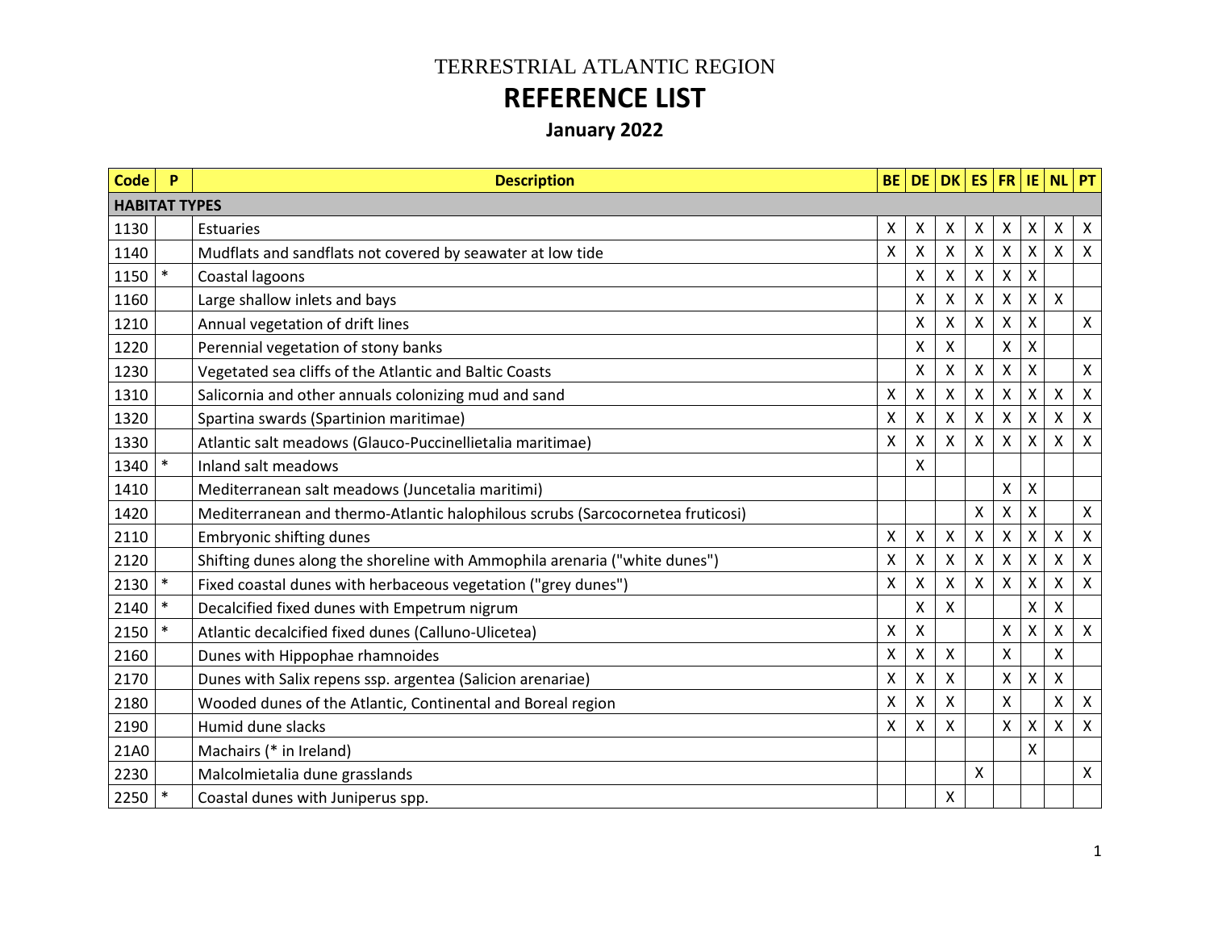# TERRESTRIAL ATLANTIC REGION

# REFERENCE LIST

## January 2022

| Code | P | Description | BE | DE | DK | ES | FR | IE | NL | PT |
|---|---|---|---|---|---|---|---|---|---|---|
| **HABITAT TYPES** | | | | | | | | | | |
| 1130 | | Estuaries | X | X | X | X | X | X | X | X |
| 1140 | | Mudflats and sandflats not covered by seawater at low tide | X | X | X | X | X | X | X | X |
| 1150 | * | Coastal lagoons | | X | X | X | X | X | | |
| 1160 | | Large shallow inlets and bays | | X | X | X | X | X | X | |
| 1210 | | Annual vegetation of drift lines | | X | X | X | X | X | | X |
| 1220 | | Perennial vegetation of stony banks | | X | X | | X | X | | |
| 1230 | | Vegetated sea cliffs of the Atlantic and Baltic Coasts | | X | X | X | X | X | | X |
| 1310 | | Salicornia and other annuals colonizing mud and sand | X | X | X | X | X | X | X | X |
| 1320 | | Spartina swards (Spartinion maritimae) | X | X | X | X | X | X | X | X |
| 1330 | | Atlantic salt meadows (Glauco-Puccinellietalia maritimae) | X | X | X | X | X | X | X | X |
| 1340 | * | Inland salt meadows | | X | | | | | | |
| 1410 | | Mediterranean salt meadows (Juncetalia maritimi) | | | | | X | X | | |
| 1420 | | Mediterranean and thermo-Atlantic halophilous scrubs (Sarcocornetea fruticosi) | | | | X | X | X | | X |
| 2110 | | Embryonic shifting dunes | X | X | X | X | X | X | X | X |
| 2120 | | Shifting dunes along the shoreline with Ammophila arenaria ("white dunes") | X | X | X | X | X | X | X | X |
| 2130 | * | Fixed coastal dunes with herbaceous vegetation ("grey dunes") | X | X | X | X | X | X | X | X |
| 2140 | * | Decalcified fixed dunes with Empetrum nigrum | | X | X | | | X | X | |
| 2150 | * | Atlantic decalcified fixed dunes (Calluno-Ulicetea) | X | X | | | X | X | X | X |
| 2160 | | Dunes with Hippophae rhamnoides | X | X | X | | X | | X | |
| 2170 | | Dunes with Salix repens ssp. argentea (Salicion arenariae) | X | X | X | | X | X | X | |
| 2180 | | Wooded dunes of the Atlantic, Continental and Boreal region | X | X | X | | X | | X | X |
| 2190 | | Humid dune slacks | X | X | X | | X | X | X | X |
| 21A0 | | Machairs (* in Ireland) | | | | | | X | | |
| 2230 | | Malcolmietalia dune grasslands | | | | X | | | | X |
| 2250 | * | Coastal dunes with Juniperus spp. | | | X | | | | | |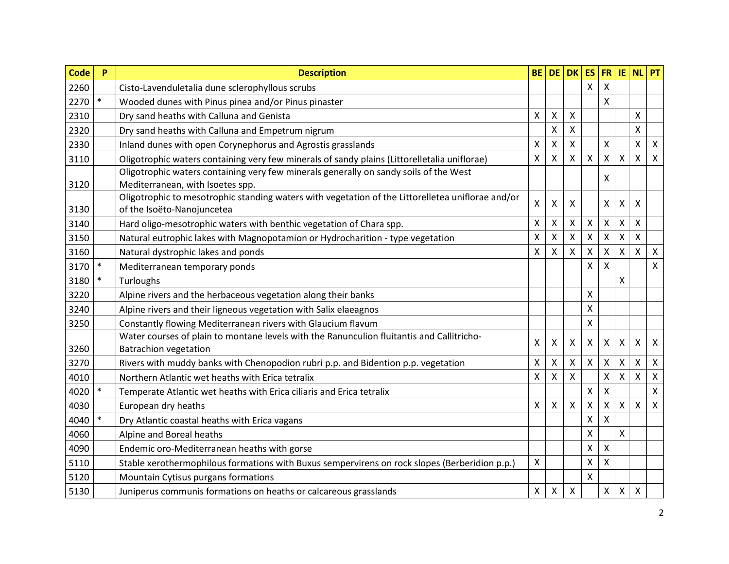| Code | P | Description | BE | DE | DK | ES | FR | IE | NL | PT |
|---|---|---|---|---|---|---|---|---|---|---|
| 2260 | | Cisto-Lavenduletalia dune sclerophyllous scrubs | | | | X | X | | | |
| 2270 | * | Wooded dunes with Pinus pinea and/or Pinus pinaster | | | | | X | | | |
| 2310 | | Dry sand heaths with Calluna and Genista | X | X | X | | | | X | |
| 2320 | | Dry sand heaths with Calluna and Empetrum nigrum | | X | X | | | | X | |
| 2330 | | Inland dunes with open Corynephorus and Agrostis grasslands | X | X | X | | X | | X | X |
| 3110 | | Oligotrophic waters containing very few minerals of sandy plains (Littorelletalia uniflorae) | X | X | X | X | X | X | X | X |
| 3120 | | Oligotrophic waters containing very few minerals generally on sandy soils of the West Mediterranean, with Isoetes spp. | | | | | X | | | |
| 3130 | | Oligotrophic to mesotrophic standing waters with vegetation of the Littorelletea uniflorae and/or of the Isoëto-Nanojuncetea | X | X | X | | X | X | X | |
| 3140 | | Hard oligo-mesotrophic waters with benthic vegetation of Chara spp. | X | X | X | X | X | X | X | |
| 3150 | | Natural eutrophic lakes with Magnopotamion or Hydrocharition - type vegetation | X | X | X | X | X | X | X | |
| 3160 | | Natural dystrophic lakes and ponds | X | X | X | X | X | X | X | X |
| 3170 | * | Mediterranean temporary ponds | | | | X | X | | | X |
| 3180 | * | Turloughs | | | | | | X | | |
| 3220 | | Alpine rivers and the herbaceous vegetation along their banks | | | | X | | | | |
| 3240 | | Alpine rivers and their ligneous vegetation with Salix elaeagnos | | | | X | | | | |
| 3250 | | Constantly flowing Mediterranean rivers with Glaucium flavum | | | | X | | | | |
| 3260 | | Water courses of plain to montane levels with the Ranunculion fluitantis and Callitricho-Batrachion vegetation | X | X | X | X | X | X | X | X |
| 3270 | | Rivers with muddy banks with Chenopodion rubri p.p. and Bidention p.p. vegetation | X | X | X | X | X | X | X | X |
| 4010 | | Northern Atlantic wet heaths with Erica tetralix | X | X | X | | X | X | X | X |
| 4020 | * | Temperate Atlantic wet heaths with Erica ciliaris and Erica tetralix | | | | X | X | | | X |
| 4030 | | European dry heaths | X | X | X | X | X | X | X | X |
| 4040 | * | Dry Atlantic coastal heaths with Erica vagans | | | | X | X | | | |
| 4060 | | Alpine and Boreal heaths | | | | X | | X | | |
| 4090 | | Endemic oro-Mediterranean heaths with gorse | | | | X | X | | | |
| 5110 | | Stable xerothermophilous formations with Buxus sempervirens on rock slopes (Berberidion p.p.) | X | | | X | X | | | |
| 5120 | | Mountain Cytisus purgans formations | | | | X | | | | |
| 5130 | | Juniperus communis formations on heaths or calcareous grasslands | X | X | X | | X | X | X | |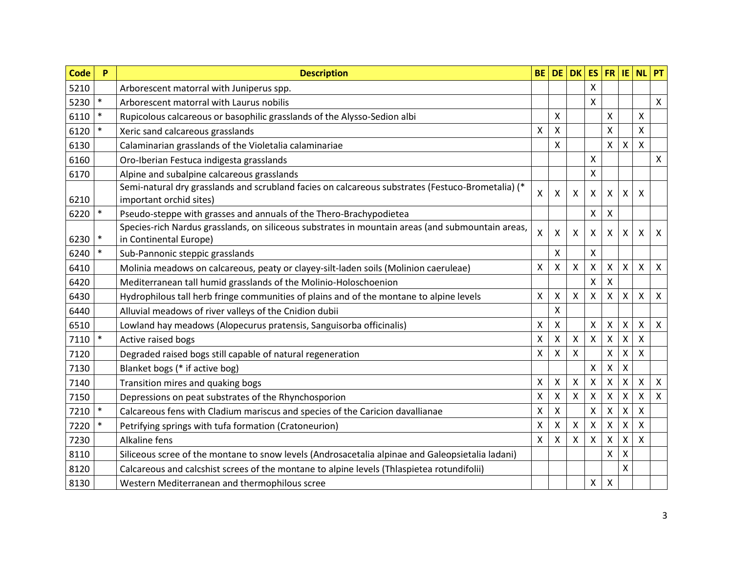| Code | P | Description | BE | DE | DK | ES | FR | IE | NL | PT |
|---|---|---|---|---|---|---|---|---|---|---|
| 5210 | | Arborescent matorral with Juniperus spp. | | | | X | | | | |
| 5230 | * | Arborescent matorral with Laurus nobilis | | | | X | | | | X |
| 6110 | * | Rupicolous calcareous or basophilic grasslands of the Alysso-Sedion albi | | X | | | X | | X | |
| 6120 | * | Xeric sand calcareous grasslands | X | X | | | X | | X | |
| 6130 | | Calaminarian grasslands of the Violetalia calaminariae | | X | | | X | X | X | |
| 6160 | | Oro-Iberian Festuca indigesta grasslands | | | | X | | | | X |
| 6170 | | Alpine and subalpine calcareous grasslands | | | | X | | | | |
| 6210 | | Semi-natural dry grasslands and scrubland facies on calcareous substrates (Festuco-Brometalia) (* important orchid sites) | X | X | X | X | X | X | X | |
| 6220 | * | Pseudo-steppe with grasses and annuals of the Thero-Brachypodietea | | | | X | X | | | |
| 6230 | * | Species-rich Nardus grasslands, on siliceous substrates in mountain areas (and submountain areas, in Continental Europe) | X | X | X | X | X | X | X | X |
| 6240 | * | Sub-Pannonic steppic grasslands | | X | | X | | | | |
| 6410 | | Molinia meadows on calcareous, peaty or clayey-silt-laden soils (Molinion caeruleae) | X | X | X | X | X | X | X | X |
| 6420 | | Mediterranean tall humid grasslands of the Molinio-Holoschoenion | | | | X | X | | | |
| 6430 | | Hydrophilous tall herb fringe communities of plains and of the montane to alpine levels | X | X | X | X | X | X | X | X |
| 6440 | | Alluvial meadows of river valleys of the Cnidion dubii | | X | | | | | | |
| 6510 | | Lowland hay meadows (Alopecurus pratensis, Sanguisorba officinalis) | X | X | | X | X | X | X | X |
| 7110 | * | Active raised bogs | X | X | X | X | X | X | X | |
| 7120 | | Degraded raised bogs still capable of natural regeneration | X | X | X | | X | X | X | |
| 7130 | | Blanket bogs (* if active bog) | | | | X | X | X | | |
| 7140 | | Transition mires and quaking bogs | X | X | X | X | X | X | X | X |
| 7150 | | Depressions on peat substrates of the Rhynchosporion | X | X | X | X | X | X | X | X |
| 7210 | * | Calcareous fens with Cladium mariscus and species of the Caricion davallianae | X | X | | X | X | X | X | |
| 7220 | * | Petrifying springs with tufa formation (Cratoneurion) | X | X | X | X | X | X | X | |
| 7230 | | Alkaline fens | X | X | X | X | X | X | X | |
| 8110 | | Siliceous scree of the montane to snow levels (Androsacetalia alpinae and Galeopsietalia ladani) | | | | | X | X | | |
| 8120 | | Calcareous and calcshist screes of the montane to alpine levels (Thlaspietea rotundifolii) | | | | | | X | | |
| 8130 | | Western Mediterranean and thermophilous scree | | | | X | X | | | |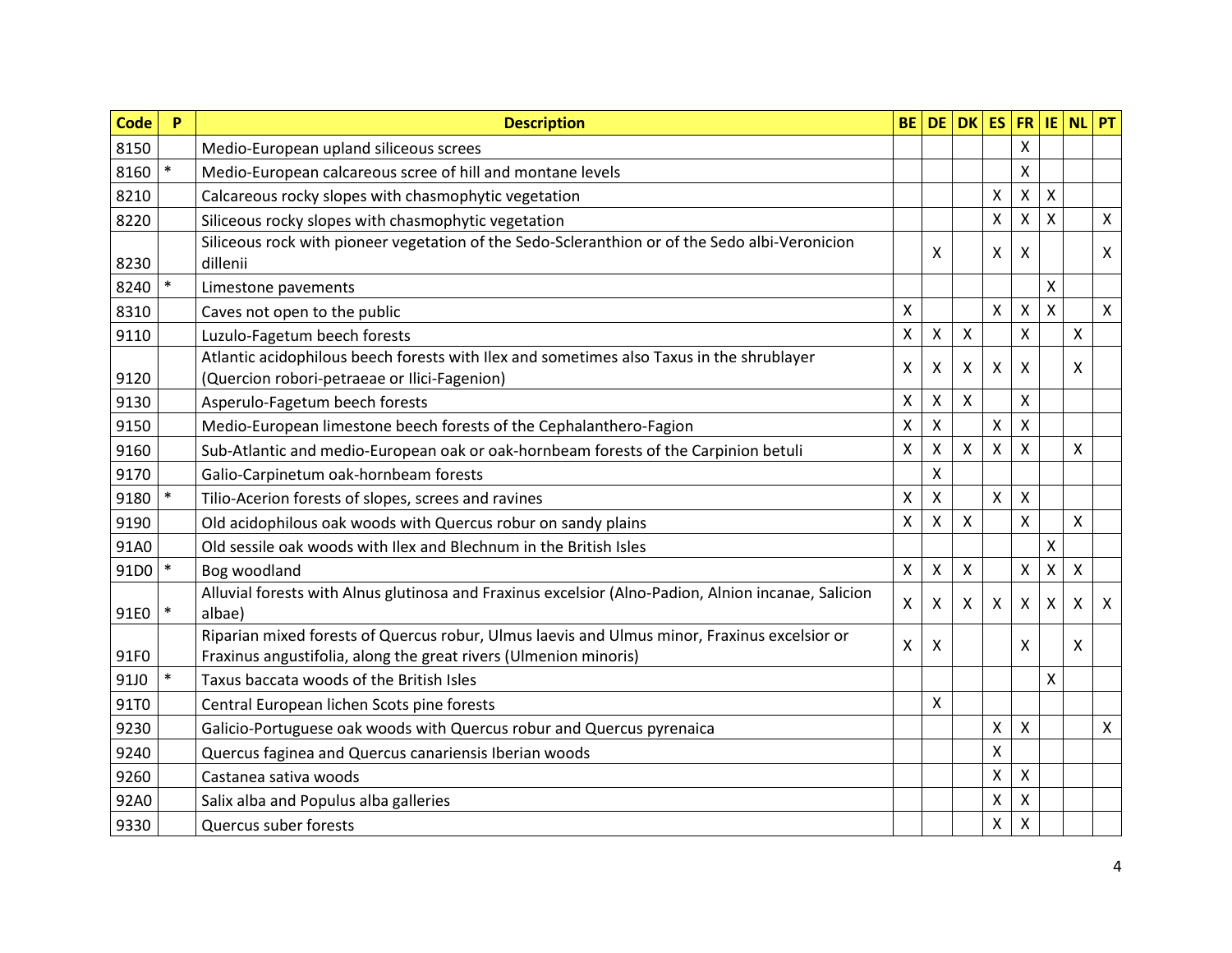| Code | P | Description | BE | DE | DK | ES | FR | IE | NL | PT |
|---|---|---|---|---|---|---|---|---|---|---|
| 8150 | | Medio-European upland siliceous screes | | | | | X | | | |
| 8160 | * | Medio-European calcareous scree of hill and montane levels | | | | | X | | | |
| 8210 | | Calcareous rocky slopes with chasmophytic vegetation | | | | X | X | X | | |
| 8220 | | Siliceous rocky slopes with chasmophytic vegetation | | | | X | X | X | | X |
| 8230 | | Siliceous rock with pioneer vegetation of the Sedo-Scleranthion or of the Sedo albi-Veronicion dillenii | | X | | X | X | | | X |
| 8240 | * | Limestone pavements | | | | | | X | | |
| 8310 | | Caves not open to the public | X | | | X | X | X | | X |
| 9110 | | Luzulo-Fagetum beech forests | X | X | X | | X | | X | |
| 9120 | | Atlantic acidophilous beech forests with Ilex and sometimes also Taxus in the shrublayer (Quercion robori-petraeae or Ilici-Fagenion) | X | X | X | X | X | | X | |
| 9130 | | Asperulo-Fagetum beech forests | X | X | X | | X | | | |
| 9150 | | Medio-European limestone beech forests of the Cephalanthero-Fagion | X | X | | X | X | | | |
| 9160 | | Sub-Atlantic and medio-European oak or oak-hornbeam forests of the Carpinion betuli | X | X | X | X | X | | X | |
| 9170 | | Galio-Carpinetum oak-hornbeam forests | | X | | | | | | |
| 9180 | * | Tilio-Acerion forests of slopes, screes and ravines | X | X | | X | X | | | |
| 9190 | | Old acidophilous oak woods with Quercus robur on sandy plains | X | X | X | | X | | X | |
| 91A0 | | Old sessile oak woods with Ilex and Blechnum in the British Isles | | | | | | X | | |
| 91D0 | * | Bog woodland | X | X | X | | X | X | X | |
| 91E0 | * | Alluvial forests with Alnus glutinosa and Fraxinus excelsior (Alno-Padion, Alnion incanae, Salicion albae) | X | X | X | X | X | X | X | X |
| 91F0 | | Riparian mixed forests of Quercus robur, Ulmus laevis and Ulmus minor, Fraxinus excelsior or Fraxinus angustifolia, along the great rivers (Ulmenion minoris) | X | X | | | X | | X | |
| 91J0 | * | Taxus baccata woods of the British Isles | | | | | | X | | |
| 91T0 | | Central European lichen Scots pine forests | | X | | | | | | |
| 9230 | | Galicio-Portuguese oak woods with Quercus robur and Quercus pyrenaica | | | | X | X | | | X |
| 9240 | | Quercus faginea and Quercus canariensis Iberian woods | | | | X | | | | |
| 9260 | | Castanea sativa woods | | | | X | X | | | |
| 92A0 | | Salix alba and Populus alba galleries | | | | X | X | | | |
| 9330 | | Quercus suber forests | | | | X | X | | | |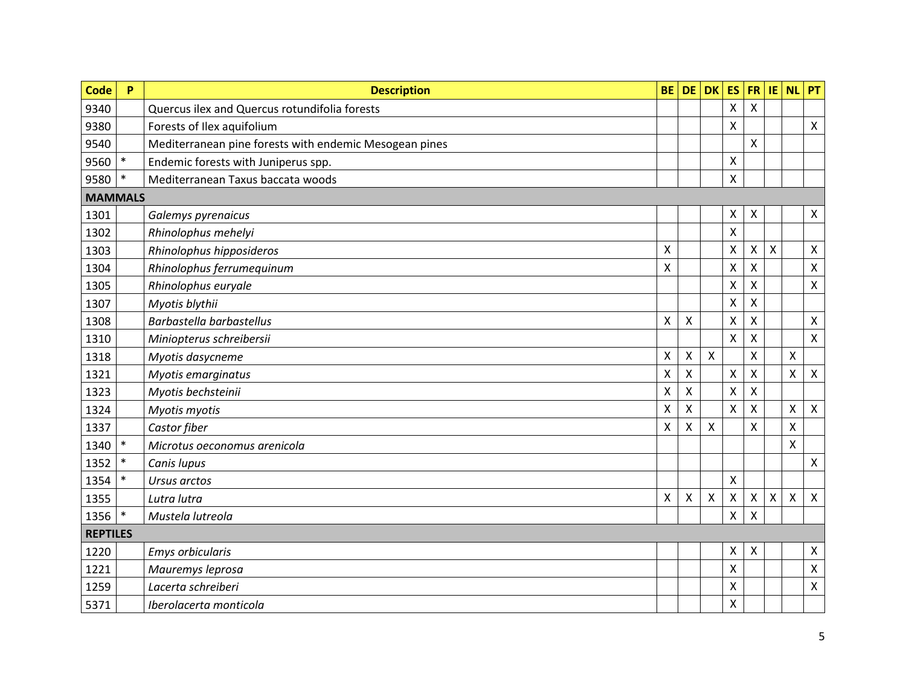| Code | P | Description | BE | DE | DK | ES | FR | IE | NL | PT |
|---|---|---|---|---|---|---|---|---|---|---|
| 9340 | | Quercus ilex and Quercus rotundifolia forests | | | | X | X | | | |
| 9380 | | Forests of Ilex aquifolium | | | | X | | | | X |
| 9540 | | Mediterranean pine forests with endemic Mesogean pines | | | | | X | | | |
| 9560 | * | Endemic forests with Juniperus spp. | | | | X | | | | |
| 9580 | * | Mediterranean Taxus baccata woods | | | | X | | | | |
| **MAMMALS** | | | | | | | | | | |
| 1301 | | *Galemys pyrenaicus* | | | | X | X | | | X |
| 1302 | | *Rhinolophus mehelyi* | | | | X | | | | |
| 1303 | | *Rhinolophus hipposideros* | X | | | X | X | X | | X |
| 1304 | | *Rhinolophus ferrumequinum* | X | | | X | X | | | X |
| 1305 | | *Rhinolophus euryale* | | | | X | X | | | X |
| 1307 | | *Myotis blythii* | | | | X | X | | | |
| 1308 | | *Barbastella barbastellus* | X | X | | X | X | | | X |
| 1310 | | *Miniopterus schreibersii* | | | | X | X | | | X |
| 1318 | | *Myotis dasycneme* | X | X | X | | X | | X | |
| 1321 | | *Myotis emarginatus* | X | X | | X | X | | X | X |
| 1323 | | *Myotis bechsteinii* | X | X | | X | X | | | |
| 1324 | | *Myotis myotis* | X | X | | X | X | | X | X |
| 1337 | | *Castor fiber* | X | X | X | | X | | X | |
| 1340 | * | *Microtus oeconomus arenicola* | | | | | | | X | |
| 1352 | * | *Canis lupus* | | | | | | | | X |
| 1354 | * | *Ursus arctos* | | | | X | | | | |
| 1355 | | *Lutra lutra* | X | X | X | X | X | X | X | X |
| 1356 | * | *Mustela lutreola* | | | | X | X | | | |
| **REPTILES** | | | | | | | | | | |
| 1220 | | *Emys orbicularis* | | | | X | X | | | X |
| 1221 | | *Mauremys leprosa* | | | | X | | | | X |
| 1259 | | *Lacerta schreiberi* | | | | X | | | | X |
| 5371 | | *Iberolacerta monticola* | | | | X | | | | |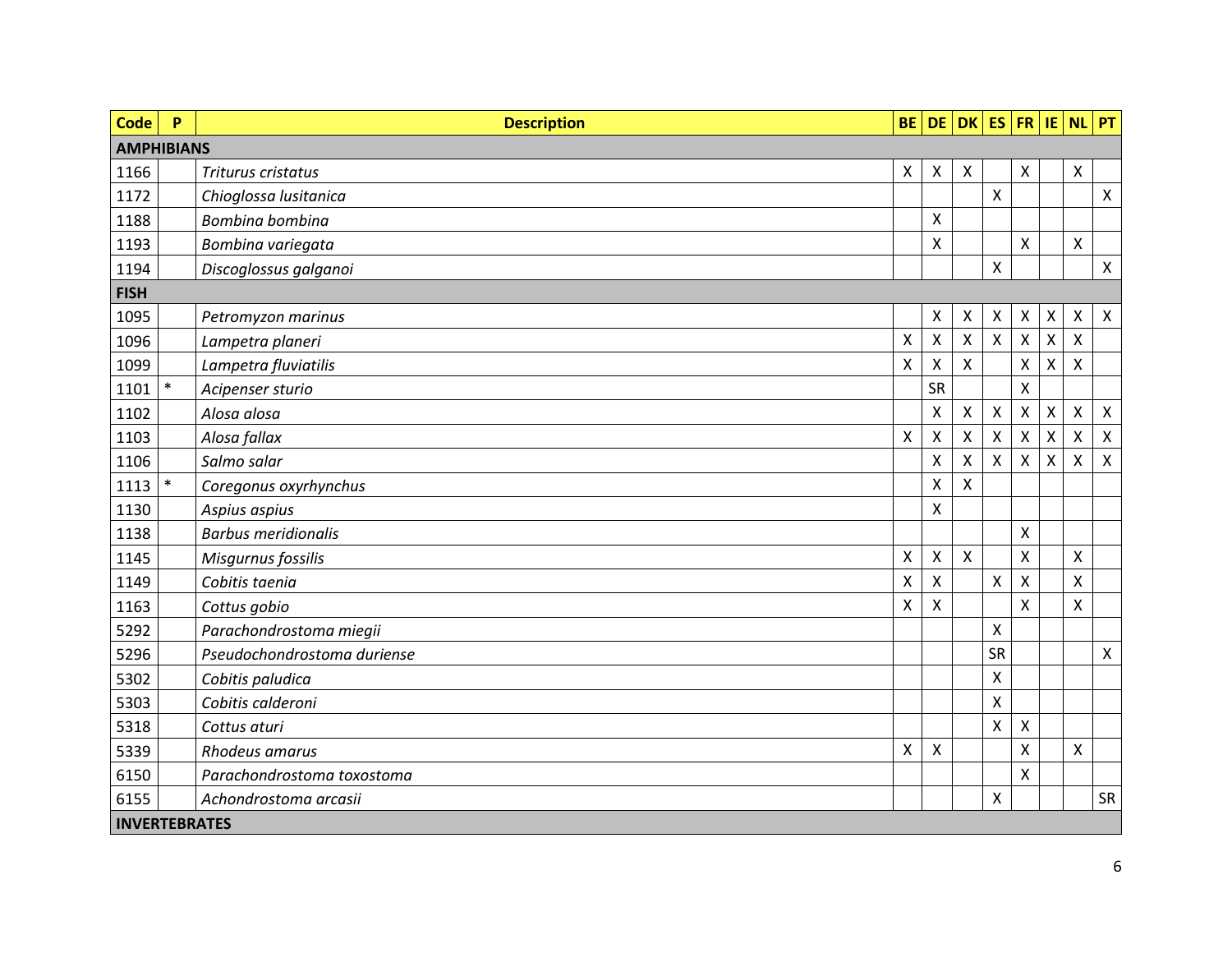| Code | P | Description | BE | DE | DK | ES | FR | IE | NL | PT |
|---|---|---|---|---|---|---|---|---|---|---|
| **AMPHIBIANS** | | | | | | | | | | |
| 1166 | | *Triturus cristatus* | X | X | X | | X | | X | |
| 1172 | | *Chioglossa lusitanica* | | | | X | | | | X |
| 1188 | | *Bombina bombina* | | X | | | | | | |
| 1193 | | *Bombina variegata* | | X | | | X | | X | |
| 1194 | | *Discoglossus galganoi* | | | | X | | | | X |
| **FISH** | | | | | | | | | | |
| 1095 | | *Petromyzon marinus* | | X | X | X | X | X | X | X |
| 1096 | | *Lampetra planeri* | X | X | X | X | X | X | X | |
| 1099 | | *Lampetra fluviatilis* | X | X | X | | X | X | X | |
| 1101 | * | *Acipenser sturio* | | SR | | | X | | | |
| 1102 | | *Alosa alosa* | | X | X | X | X | X | X | X |
| 1103 | | *Alosa fallax* | X | X | X | X | X | X | X | X |
| 1106 | | *Salmo salar* | | X | X | X | X | X | X | X |
| 1113 | * | *Coregonus oxyrhynchus* | | X | X | | | | | |
| 1130 | | *Aspius aspius* | | X | | | | | | |
| 1138 | | *Barbus meridionalis* | | | | | X | | | |
| 1145 | | *Misgurnus fossilis* | X | X | X | | X | | X | |
| 1149 | | *Cobitis taenia* | X | X | | X | X | | X | |
| 1163 | | *Cottus gobio* | X | X | | | X | | X | |
| 5292 | | *Parachondrostoma miegii* | | | | X | | | | |
| 5296 | | *Pseudochondrostoma duriense* | | | | SR | | | | X |
| 5302 | | *Cobitis paludica* | | | | X | | | | |
| 5303 | | *Cobitis calderoni* | | | | X | | | | |
| 5318 | | *Cottus aturi* | | | | X | X | | | |
| 5339 | | *Rhodeus amarus* | X | X | | | X | | X | |
| 6150 | | *Parachondrostoma toxostoma* | | | | | X | | | |
| 6155 | | *Achondrostoma arcasii* | | | | X | | | | SR |
| **INVERTEBRATES** | | | | | | | | | | |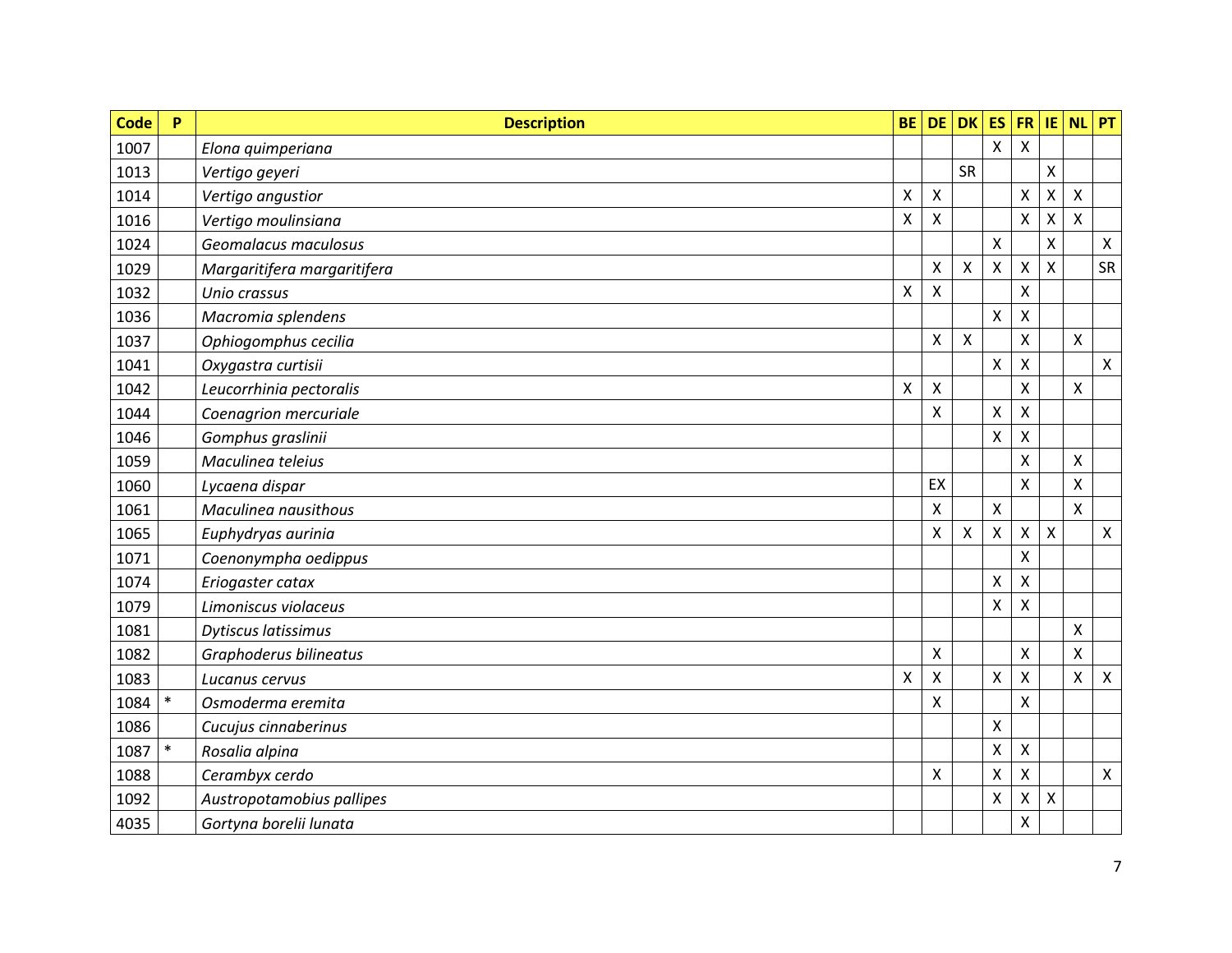| Code | P | Description | BE | DE | DK | ES | FR | IE | NL | PT |
|---|---|---|---|---|---|---|---|---|---|---|
| 1007 | | *Elona quimperiana* | | | | X | X | | | |
| 1013 | | *Vertigo geyeri* | | | SR | | | X | | |
| 1014 | | *Vertigo angustior* | X | X | | | X | X | X | |
| 1016 | | *Vertigo moulinsiana* | X | X | | | X | X | X | |
| 1024 | | *Geomalacus maculosus* | | | | X | | X | | X |
| 1029 | | *Margaritifera margaritifera* | | X | X | X | X | X | | SR |
| 1032 | | *Unio crassus* | X | X | | | X | | | |
| 1036 | | *Macromia splendens* | | | | X | X | | | |
| 1037 | | *Ophiogomphus cecilia* | | X | X | | X | | X | |
| 1041 | | *Oxygastra curtisii* | | | | X | X | | | X |
| 1042 | | *Leucorrhinia pectoralis* | X | X | | | X | | X | |
| 1044 | | *Coenagrion mercuriale* | | X | | X | X | | | |
| 1046 | | *Gomphus graslinii* | | | | X | X | | | |
| 1059 | | *Maculinea teleius* | | | | | X | | X | |
| 1060 | | *Lycaena dispar* | | EX | | | X | | X | |
| 1061 | | *Maculinea nausithous* | | X | | X | | | X | |
| 1065 | | *Euphydryas aurinia* | | X | X | X | X | X | | X |
| 1071 | | *Coenonympha oedippus* | | | | | X | | | |
| 1074 | | *Eriogaster catax* | | | | X | X | | | |
| 1079 | | *Limoniscus violaceus* | | | | X | X | | | |
| 1081 | | *Dytiscus latissimus* | | | | | | | X | |
| 1082 | | *Graphoderus bilineatus* | | X | | | X | | X | |
| 1083 | | *Lucanus cervus* | X | X | | X | X | | X | X |
| 1084 | * | *Osmoderma eremita* | | X | | | X | | | |
| 1086 | | *Cucujus cinnaberinus* | | | | X | | | | |
| 1087 | * | *Rosalia alpina* | | | | X | X | | | |
| 1088 | | *Cerambyx cerdo* | | X | | X | X | | | X |
| 1092 | | *Austropotamobius pallipes* | | | | X | X | X | | |
| 4035 | | *Gortyna borelii lunata* | | | | | X | | | |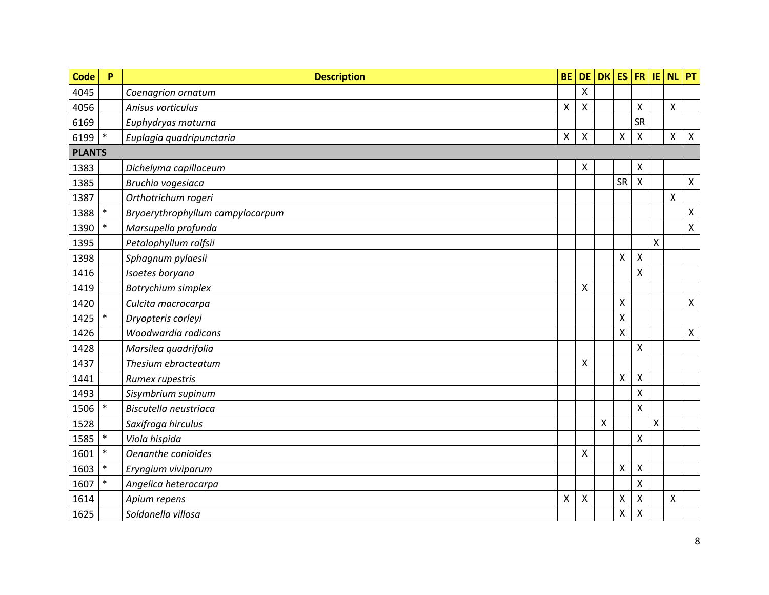| Code | P | Description | BE | DE | DK | ES | FR | IE | NL | PT |
|---|---|---|---|---|---|---|---|---|---|---|
| 4045 | | *Coenagrion ornatum* | | X | | | | | | |
| 4056 | | *Anisus vorticulus* | X | X | | | X | | X | |
| 6169 | | *Euphydryas maturna* | | | | | SR | | | |
| 6199 | * | *Euplagia quadripunctaria* | X | X | | X | X | | X | X |
| **PLANTS** | | | | | | | | | | |
| 1383 | | *Dichelyma capillaceum* | | X | | | X | | | |
| 1385 | | *Bruchia vogesiaca* | | | | SR | X | | | X |
| 1387 | | *Orthotrichum rogeri* | | | | | | | X | |
| 1388 | * | *Bryoerythrophyllum campylocarpum* | | | | | | | | X |
| 1390 | * | *Marsupella profunda* | | | | | | | | X |
| 1395 | | *Petalophyllum ralfsii* | | | | | | X | | |
| 1398 | | *Sphagnum pylaesii* | | | | X | X | | | |
| 1416 | | *Isoetes boryana* | | | | | X | | | |
| 1419 | | *Botrychium simplex* | | X | | | | | | |
| 1420 | | *Culcita macrocarpa* | | | | X | | | | X |
| 1425 | * | *Dryopteris corleyi* | | | | X | | | | |
| 1426 | | *Woodwardia radicans* | | | | X | | | | X |
| 1428 | | *Marsilea quadrifolia* | | | | | X | | | |
| 1437 | | *Thesium ebracteatum* | | X | | | | | | |
| 1441 | | *Rumex rupestris* | | | | X | X | | | |
| 1493 | | *Sisymbrium supinum* | | | | | X | | | |
| 1506 | * | *Biscutella neustriaca* | | | | | X | | | |
| 1528 | | *Saxifraga hirculus* | | | X | | | X | | |
| 1585 | * | *Viola hispida* | | | | | X | | | |
| 1601 | * | *Oenanthe conioides* | | X | | | | | | |
| 1603 | * | *Eryngium viviparum* | | | | X | X | | | |
| 1607 | * | *Angelica heterocarpa* | | | | | X | | | |
| 1614 | | *Apium repens* | X | X | | X | X | | X | |
| 1625 | | *Soldanella villosa* | | | | X | X | | | |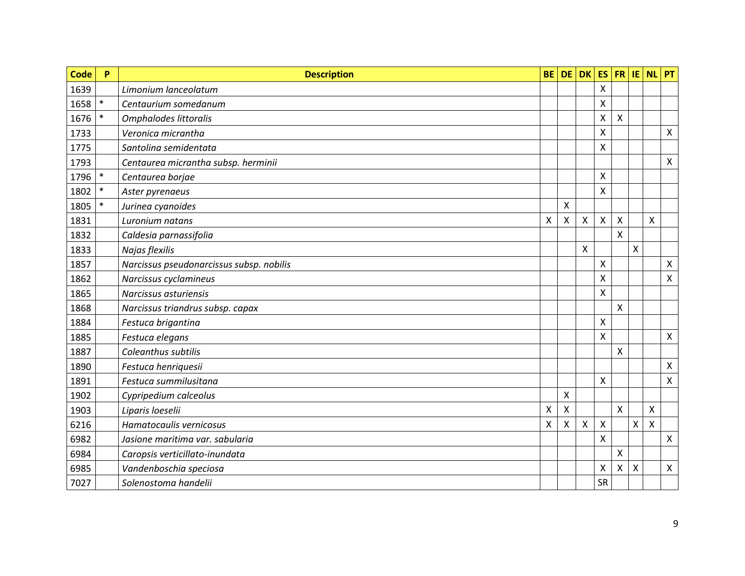| Code | P | Description | BE | DE | DK | ES | FR | IE | NL | PT |
|---|---|---|---|---|---|---|---|---|---|---|
| 1639 | | *Limonium lanceolatum* | | | | X | | | | |
| 1658 | * | *Centaurium somedanum* | | | | X | | | | |
| 1676 | * | *Omphalodes littoralis* | | | | X | X | | | |
| 1733 | | *Veronica micrantha* | | | | X | | | | X |
| 1775 | | *Santolina semidentata* | | | | X | | | | |
| 1793 | | *Centaurea micrantha subsp. herminii* | | | | | | | | X |
| 1796 | * | *Centaurea borjae* | | | | X | | | | |
| 1802 | * | *Aster pyrenaeus* | | | | X | | | | |
| 1805 | * | *Jurinea cyanoides* | | X | | | | | | |
| 1831 | | *Luronium natans* | X | X | X | X | X | | X | |
| 1832 | | *Caldesia parnassifolia* | | | | | X | | | |
| 1833 | | *Najas flexilis* | | | X | | | X | | |
| 1857 | | *Narcissus pseudonarcissus subsp. nobilis* | | | | X | | | | X |
| 1862 | | *Narcissus cyclamineus* | | | | X | | | | X |
| 1865 | | *Narcissus asturiensis* | | | | X | | | | |
| 1868 | | *Narcissus triandrus subsp. capax* | | | | | X | | | |
| 1884 | | *Festuca brigantina* | | | | X | | | | |
| 1885 | | *Festuca elegans* | | | | X | | | | X |
| 1887 | | *Coleanthus subtilis* | | | | | X | | | |
| 1890 | | *Festuca henriquesii* | | | | | | | | X |
| 1891 | | *Festuca summilusitana* | | | | X | | | | X |
| 1902 | | *Cypripedium calceolus* | | X | | | | | | |
| 1903 | | *Liparis loeselii* | X | X | | | X | | X | |
| 6216 | | *Hamatocaulis vernicosus* | X | X | X | X | | X | X | |
| 6982 | | *Jasione maritima var. sabularia* | | | | X | | | | X |
| 6984 | | *Caropsis verticillato-inundata* | | | | | X | | | |
| 6985 | | *Vandenboschia speciosa* | | | | X | X | X | | X |
| 7027 | | *Solenostoma handelii* | | | | SR | | | | |